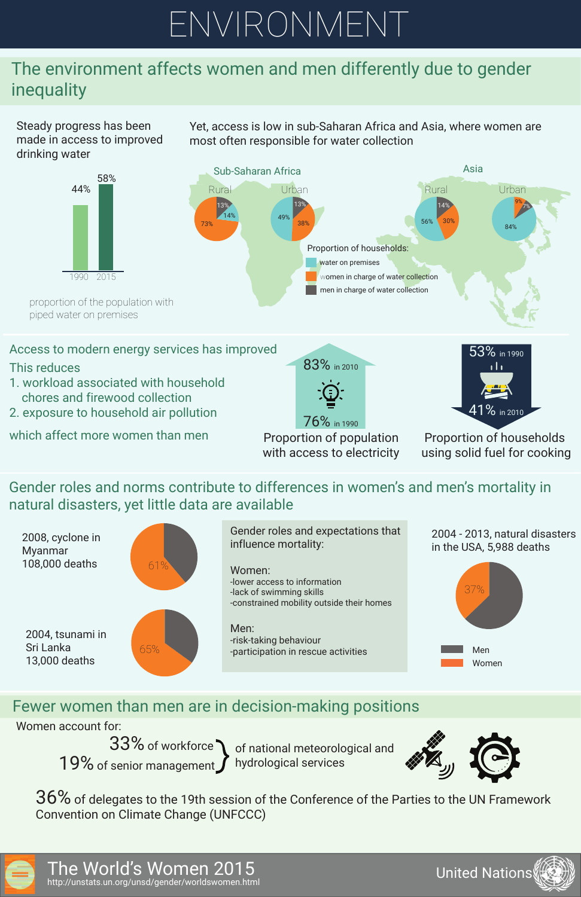# ENVIRONMENT

## The environment affects women and men differently due to gender inequality

Steady progress has been made in access to improved drinking water

| | 1990 | 2015 |
|---|---|---|
| proportion of the population with piped water on premises | 44% | 58% |

Yet, access is low in sub-Saharan Africa and Asia, where women are most often responsible for water collection

Proportion of households:

| | Sub-Saharan Africa Rural | Sub-Saharan Africa Urban | Asia Rural | Asia Urban |
|---|---|---|---|---|
| water on premises | 13% | 49% | 56% | 84% |
| women in charge of water collection | 73% | 38% | 30% | 9% |
| men in charge of water collection | 14% | 13% | 14% | 7% |

## Access to modern energy services has improved

This reduces

1. workload associated with household chores and firewood collection
2. exposure to household air pollution

which affect more women than men

Proportion of population with access to electricity: 76% in 1990, 83% in 2010

Proportion of households using solid fuel for cooking: 53% in 1990, 41% in 2010

## Gender roles and norms contribute to differences in women's and men's mortality in natural disasters, yet little data are available

2008, cyclone in Myanmar 108,000 deaths — Women: 61%

2004, tsunami in Sri Lanka 13,000 deaths — Women: 65%

2004 - 2013, natural disasters in the USA, 5,988 deaths — Women: 37%

Gender roles and expectations that influence mortality:

Women:
- lower access to information
- lack of swimming skills
- constrained mobility outside their homes

Men:
- risk-taking behaviour
- participation in rescue activities

## Fewer women than men are in decision-making positions

Women account for:

33% of workforce and 19% of senior management of national meteorological and hydrological services

36% of delegates to the 19th session of the Conference of the Parties to the UN Framework Convention on Climate Change (UNFCCC)

The World's Women 2015
http://unstats.un.org/unsd/gender/worldswomen.html

United Nations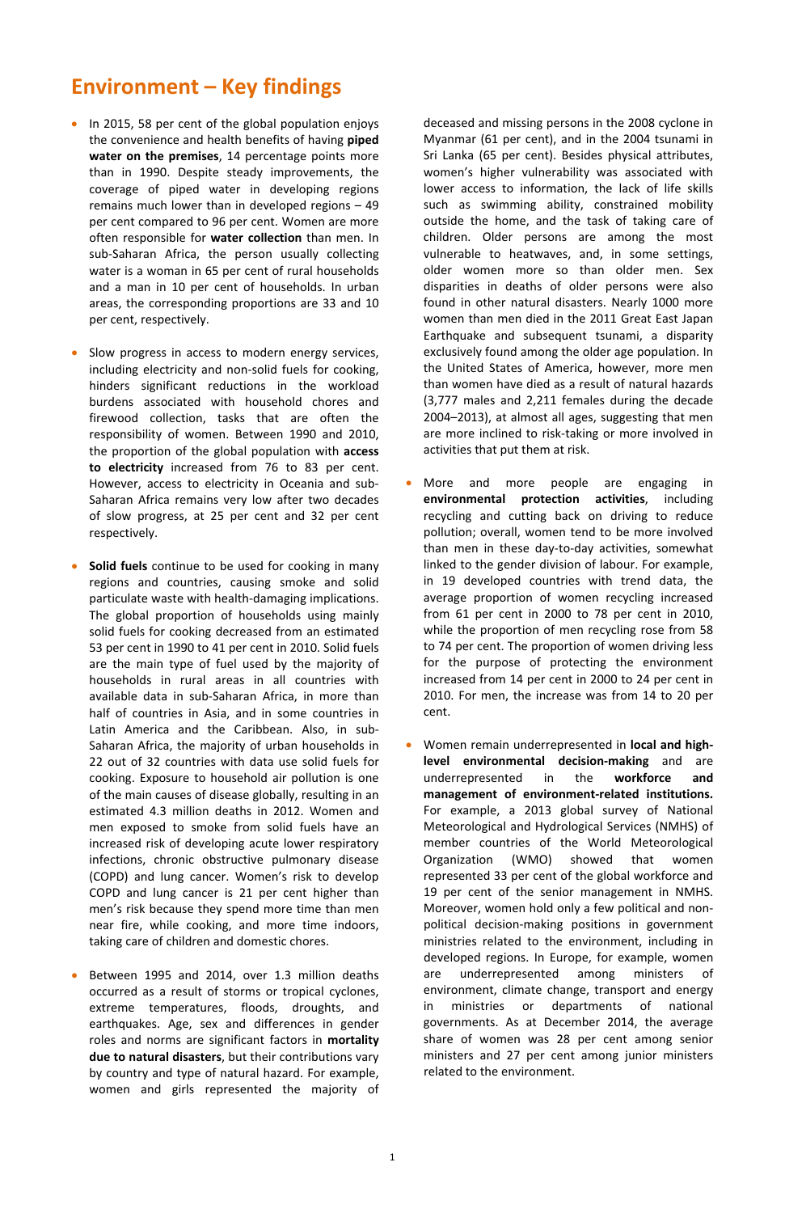# Environment – Key findings

- In 2015, 58 per cent of the global population enjoys the convenience and health benefits of having **piped water on the premises**, 14 percentage points more than in 1990. Despite steady improvements, the coverage of piped water in developing regions remains much lower than in developed regions – 49 per cent compared to 96 per cent. Women are more often responsible for **water collection** than men. In sub-Saharan Africa, the person usually collecting water is a woman in 65 per cent of rural households and a man in 10 per cent of households. In urban areas, the corresponding proportions are 33 and 10 per cent, respectively.

- Slow progress in access to modern energy services, including electricity and non-solid fuels for cooking, hinders significant reductions in the workload burdens associated with household chores and firewood collection, tasks that are often the responsibility of women. Between 1990 and 2010, the proportion of the global population with **access to electricity** increased from 76 to 83 per cent. However, access to electricity in Oceania and sub-Saharan Africa remains very low after two decades of slow progress, at 25 per cent and 32 per cent respectively.

- **Solid fuels** continue to be used for cooking in many regions and countries, causing smoke and solid particulate waste with health-damaging implications. The global proportion of households using mainly solid fuels for cooking decreased from an estimated 53 per cent in 1990 to 41 per cent in 2010. Solid fuels are the main type of fuel used by the majority of households in rural areas in all countries with available data in sub-Saharan Africa, in more than half of countries in Asia, and in some countries in Latin America and the Caribbean. Also, in sub-Saharan Africa, the majority of urban households in 22 out of 32 countries with data use solid fuels for cooking. Exposure to household air pollution is one of the main causes of disease globally, resulting in an estimated 4.3 million deaths in 2012. Women and men exposed to smoke from solid fuels have an increased risk of developing acute lower respiratory infections, chronic obstructive pulmonary disease (COPD) and lung cancer. Women's risk to develop COPD and lung cancer is 21 per cent higher than men's risk because they spend more time than men near fire, while cooking, and more time indoors, taking care of children and domestic chores.

- Between 1995 and 2014, over 1.3 million deaths occurred as a result of storms or tropical cyclones, extreme temperatures, floods, droughts, and earthquakes. Age, sex and differences in gender roles and norms are significant factors in **mortality due to natural disasters**, but their contributions vary by country and type of natural hazard. For example, women and girls represented the majority of deceased and missing persons in the 2008 cyclone in Myanmar (61 per cent), and in the 2004 tsunami in Sri Lanka (65 per cent). Besides physical attributes, women's higher vulnerability was associated with lower access to information, the lack of life skills such as swimming ability, constrained mobility outside the home, and the task of taking care of children. Older persons are among the most vulnerable to heatwaves, and, in some settings, older women more so than older men. Sex disparities in deaths of older persons were also found in other natural disasters. Nearly 1000 more women than men died in the 2011 Great East Japan Earthquake and subsequent tsunami, a disparity exclusively found among the older age population. In the United States of America, however, more men than women have died as a result of natural hazards (3,777 males and 2,211 females during the decade 2004–2013), at almost all ages, suggesting that men are more inclined to risk-taking or more involved in activities that put them at risk.

- More and more people are engaging in **environmental protection activities**, including recycling and cutting back on driving to reduce pollution; overall, women tend to be more involved than men in these day-to-day activities, somewhat linked to the gender division of labour. For example, in 19 developed countries with trend data, the average proportion of women recycling increased from 61 per cent in 2000 to 78 per cent in 2010, while the proportion of men recycling rose from 58 to 74 per cent. The proportion of women driving less for the purpose of protecting the environment increased from 14 per cent in 2000 to 24 per cent in 2010. For men, the increase was from 14 to 20 per cent.

- Women remain underrepresented in **local and high-level environmental decision-making** and are underrepresented in the **workforce and management of environment-related institutions.** For example, a 2013 global survey of National Meteorological and Hydrological Services (NMHS) of member countries of the World Meteorological Organization (WMO) showed that women represented 33 per cent of the global workforce and 19 per cent of the senior management in NMHS. Moreover, women hold only a few political and non-political decision-making positions in government ministries related to the environment, including in developed regions. In Europe, for example, women are underrepresented among ministers of environment, climate change, transport and energy in ministries or departments of national governments. As at December 2014, the average share of women was 28 per cent among senior ministers and 27 per cent among junior ministers related to the environment.